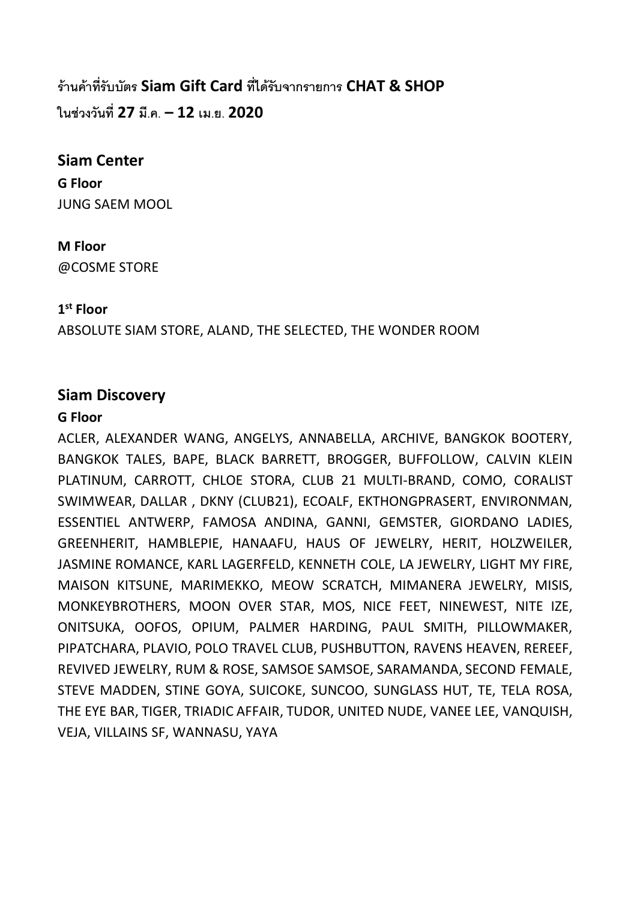**ร้านค้าที่รับบัตร Siam Gift Card ที่ได้รับจากรายการ CHAT & SHOP**
**ในช่วงวันที่ 27 มี.ค. – 12 เม.ย. 2020**

## Siam Center

**G Floor**
JUNG SAEM MOOL

**M Floor**
@COSME STORE

**1st Floor**
ABSOLUTE SIAM STORE, ALAND, THE SELECTED, THE WONDER ROOM

## Siam Discovery

**G Floor**
ACLER, ALEXANDER WANG, ANGELYS, ANNABELLA, ARCHIVE, BANGKOK BOOTERY, BANGKOK TALES, BAPE, BLACK BARRETT, BROGGER, BUFFOLLOW, CALVIN KLEIN PLATINUM, CARROTT, CHLOE STORA, CLUB 21 MULTI-BRAND, COMO, CORALIST SWIMWEAR, DALLAR , DKNY (CLUB21), ECOALF, EKTHONGPRASERT, ENVIRONMAN, ESSENTIEL ANTWERP, FAMOSA ANDINA, GANNI, GEMSTER, GIORDANO LADIES, GREENHERIT, HAMBLEPIE, HANAAFU, HAUS OF JEWELRY, HERIT, HOLZWEILER, JASMINE ROMANCE, KARL LAGERFELD, KENNETH COLE, LA JEWELRY, LIGHT MY FIRE, MAISON KITSUNE, MARIMEKKO, MEOW SCRATCH, MIMANERA JEWELRY, MISIS, MONKEYBROTHERS, MOON OVER STAR, MOS, NICE FEET, NINEWEST, NITE IZE, ONITSUKA, OOFOS, OPIUM, PALMER HARDING, PAUL SMITH, PILLOWMAKER, PIPATCHARA, PLAVIO, POLO TRAVEL CLUB, PUSHBUTTON, RAVENS HEAVEN, REREEF, REVIVED JEWELRY, RUM & ROSE, SAMSOE SAMSOE, SARAMANDA, SECOND FEMALE, STEVE MADDEN, STINE GOYA, SUICOKE, SUNCOO, SUNGLASS HUT, TE, TELA ROSA, THE EYE BAR, TIGER, TRIADIC AFFAIR, TUDOR, UNITED NUDE, VANEE LEE, VANQUISH, VEJA, VILLAINS SF, WANNASU, YAYA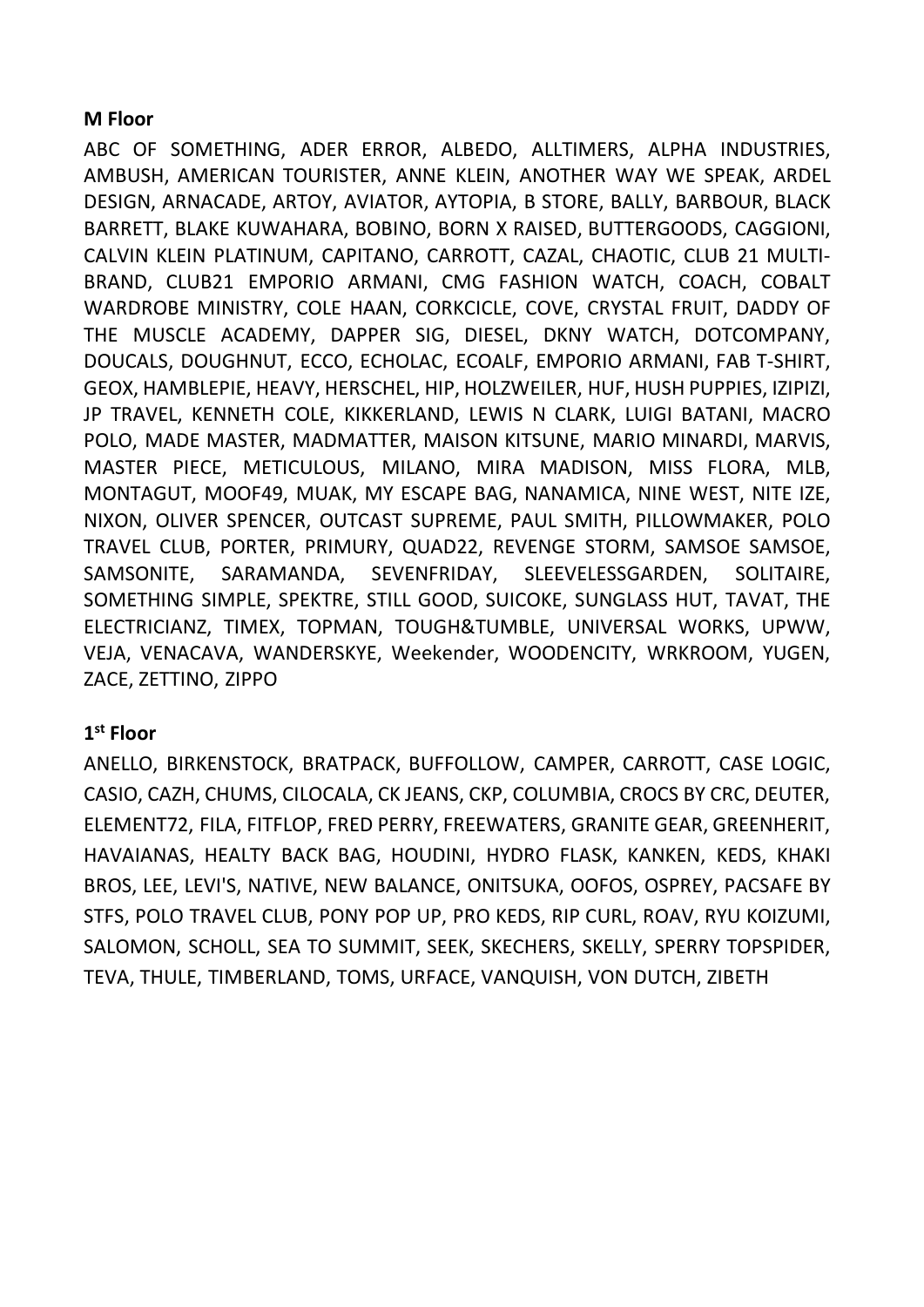**M Floor**

ABC OF SOMETHING, ADER ERROR, ALBEDO, ALLTIMERS, ALPHA INDUSTRIES, AMBUSH, AMERICAN TOURISTER, ANNE KLEIN, ANOTHER WAY WE SPEAK, ARDEL DESIGN, ARNACADE, ARTOY, AVIATOR, AYTOPIA, B STORE, BALLY, BARBOUR, BLACK BARRETT, BLAKE KUWAHARA, BOBINO, BORN X RAISED, BUTTERGOODS, CAGGIONI, CALVIN KLEIN PLATINUM, CAPITANO, CARROTT, CAZAL, CHAOTIC, CLUB 21 MULTI-BRAND, CLUB21 EMPORIO ARMANI, CMG FASHION WATCH, COACH, COBALT WARDROBE MINISTRY, COLE HAAN, CORKCICLE, COVE, CRYSTAL FRUIT, DADDY OF THE MUSCLE ACADEMY, DAPPER SIG, DIESEL, DKNY WATCH, DOTCOMPANY, DOUCALS, DOUGHNUT, ECCO, ECHOLAC, ECOALF, EMPORIO ARMANI, FAB T-SHIRT, GEOX, HAMBLEPIE, HEAVY, HERSCHEL, HIP, HOLZWEILER, HUF, HUSH PUPPIES, IZIPIZI, JP TRAVEL, KENNETH COLE, KIKKERLAND, LEWIS N CLARK, LUIGI BATANI, MACRO POLO, MADE MASTER, MADMATTER, MAISON KITSUNE, MARIO MINARDI, MARVIS, MASTER PIECE, METICULOUS, MILANO, MIRA MADISON, MISS FLORA, MLB, MONTAGUT, MOOF49, MUAK, MY ESCAPE BAG, NANAMICA, NINE WEST, NITE IZE, NIXON, OLIVER SPENCER, OUTCAST SUPREME, PAUL SMITH, PILLOWMAKER, POLO TRAVEL CLUB, PORTER, PRIMURY, QUAD22, REVENGE STORM, SAMSOE SAMSOE, SAMSONITE, SARAMANDA, SEVENFRIDAY, SLEEVELESSGARDEN, SOLITAIRE, SOMETHING SIMPLE, SPEKTRE, STILL GOOD, SUICOKE, SUNGLASS HUT, TAVAT, THE ELECTRICIANZ, TIMEX, TOPMAN, TOUGH&TUMBLE, UNIVERSAL WORKS, UPWW, VEJA, VENACAVA, WANDERSKYE, Weekender, WOODENCITY, WRKROOM, YUGEN, ZACE, ZETTINO, ZIPPO

**1st Floor**

ANELLO, BIRKENSTOCK, BRATPACK, BUFFOLLOW, CAMPER, CARROTT, CASE LOGIC, CASIO, CAZH, CHUMS, CILOCALA, CK JEANS, CKP, COLUMBIA, CROCS BY CRC, DEUTER, ELEMENT72, FILA, FITFLOP, FRED PERRY, FREEWATERS, GRANITE GEAR, GREENHERIT, HAVAIANAS, HEALTY BACK BAG, HOUDINI, HYDRO FLASK, KANKEN, KEDS, KHAKI BROS, LEE, LEVI'S, NATIVE, NEW BALANCE, ONITSUKA, OOFOS, OSPREY, PACSAFE BY STFS, POLO TRAVEL CLUB, PONY POP UP, PRO KEDS, RIP CURL, ROAV, RYU KOIZUMI, SALOMON, SCHOLL, SEA TO SUMMIT, SEEK, SKECHERS, SKELLY, SPERRY TOPSPIDER, TEVA, THULE, TIMBERLAND, TOMS, URFACE, VANQUISH, VON DUTCH, ZIBETH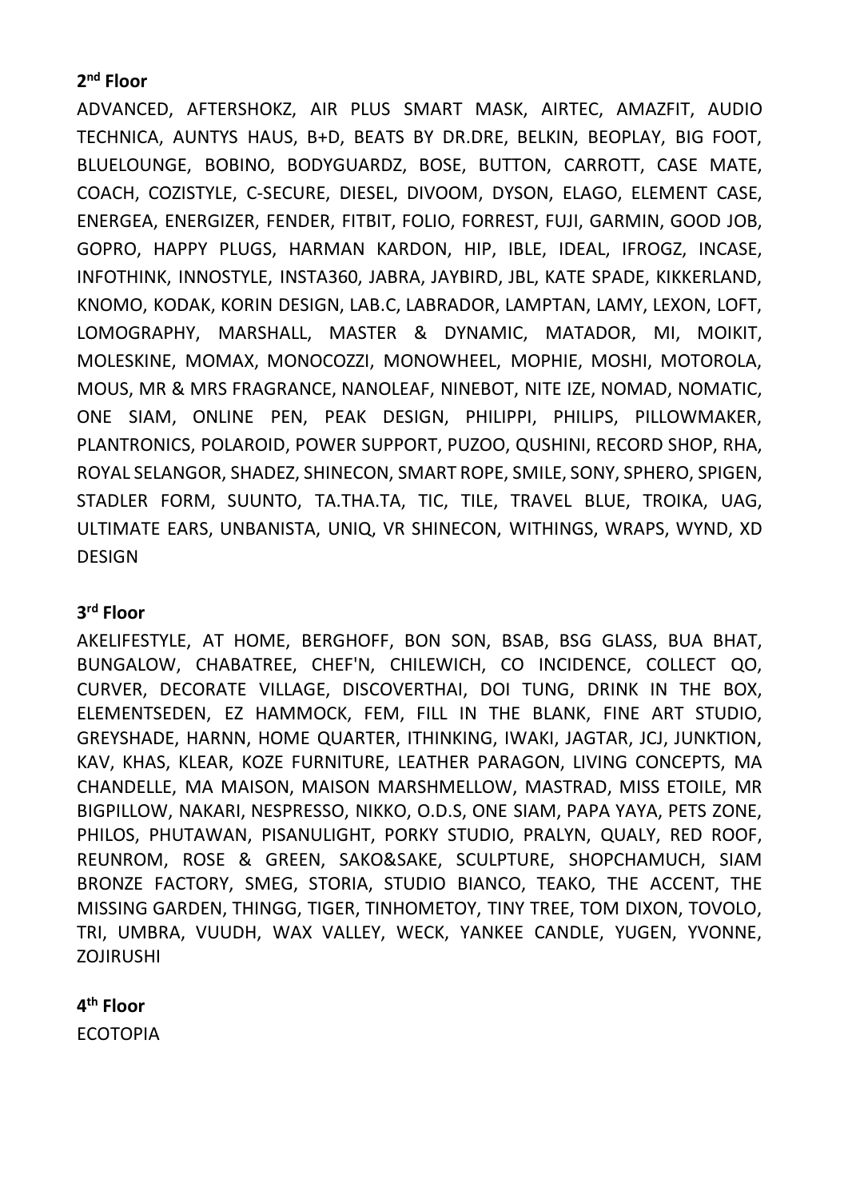**2nd Floor**

ADVANCED, AFTERSHOKZ, AIR PLUS SMART MASK, AIRTEC, AMAZFIT, AUDIO TECHNICA, AUNTYS HAUS, B+D, BEATS BY DR.DRE, BELKIN, BEOPLAY, BIG FOOT, BLUELOUNGE, BOBINO, BODYGUARDZ, BOSE, BUTTON, CARROTT, CASE MATE, COACH, COZISTYLE, C-SECURE, DIESEL, DIVOOM, DYSON, ELAGO, ELEMENT CASE, ENERGEA, ENERGIZER, FENDER, FITBIT, FOLIO, FORREST, FUJI, GARMIN, GOOD JOB, GOPRO, HAPPY PLUGS, HARMAN KARDON, HIP, IBLE, IDEAL, IFROGZ, INCASE, INFOTHINK, INNOSTYLE, INSTA360, JABRA, JAYBIRD, JBL, KATE SPADE, KIKKERLAND, KNOMO, KODAK, KORIN DESIGN, LAB.C, LABRADOR, LAMPTAN, LAMY, LEXON, LOFT, LOMOGRAPHY, MARSHALL, MASTER & DYNAMIC, MATADOR, MI, MOIKIT, MOLESKINE, MOMAX, MONOCOZZI, MONOWHEEL, MOPHIE, MOSHI, MOTOROLA, MOUS, MR & MRS FRAGRANCE, NANOLEAF, NINEBOT, NITE IZE, NOMAD, NOMATIC, ONE SIAM, ONLINE PEN, PEAK DESIGN, PHILIPPI, PHILIPS, PILLOWMAKER, PLANTRONICS, POLAROID, POWER SUPPORT, PUZOO, QUSHINI, RECORD SHOP, RHA, ROYAL SELANGOR, SHADEZ, SHINECON, SMART ROPE, SMILE, SONY, SPHERO, SPIGEN, STADLER FORM, SUUNTO, TA.THA.TA, TIC, TILE, TRAVEL BLUE, TROIKA, UAG, ULTIMATE EARS, UNBANISTA, UNIQ, VR SHINECON, WITHINGS, WRAPS, WYND, XD DESIGN

**3rd Floor**

AKELIFESTYLE, AT HOME, BERGHOFF, BON SON, BSAB, BSG GLASS, BUA BHAT, BUNGALOW, CHABATREE, CHEF'N, CHILEWICH, CO INCIDENCE, COLLECT QO, CURVER, DECORATE VILLAGE, DISCOVERTHAI, DOI TUNG, DRINK IN THE BOX, ELEMENTSEDEN, EZ HAMMOCK, FEM, FILL IN THE BLANK, FINE ART STUDIO, GREYSHADE, HARNN, HOME QUARTER, ITHINKING, IWAKI, JAGTAR, JCJ, JUNKTION, KAV, KHAS, KLEAR, KOZE FURNITURE, LEATHER PARAGON, LIVING CONCEPTS, MA CHANDELLE, MA MAISON, MAISON MARSHMELLOW, MASTRAD, MISS ETOILE, MR BIGPILLOW, NAKARI, NESPRESSO, NIKKO, O.D.S, ONE SIAM, PAPA YAYA, PETS ZONE, PHILOS, PHUTAWAN, PISANULIGHT, PORKY STUDIO, PRALYN, QUALY, RED ROOF, REUNROM, ROSE & GREEN, SAKO&SAKE, SCULPTURE, SHOPCHAMUCH, SIAM BRONZE FACTORY, SMEG, STORIA, STUDIO BIANCO, TEAKO, THE ACCENT, THE MISSING GARDEN, THINGG, TIGER, TINHOMETOY, TINY TREE, TOM DIXON, TOVOLO, TRI, UMBRA, VUUDH, WAX VALLEY, WECK, YANKEE CANDLE, YUGEN, YVONNE, ZOJIRUSHI

**4th Floor**

ECOTOPIA